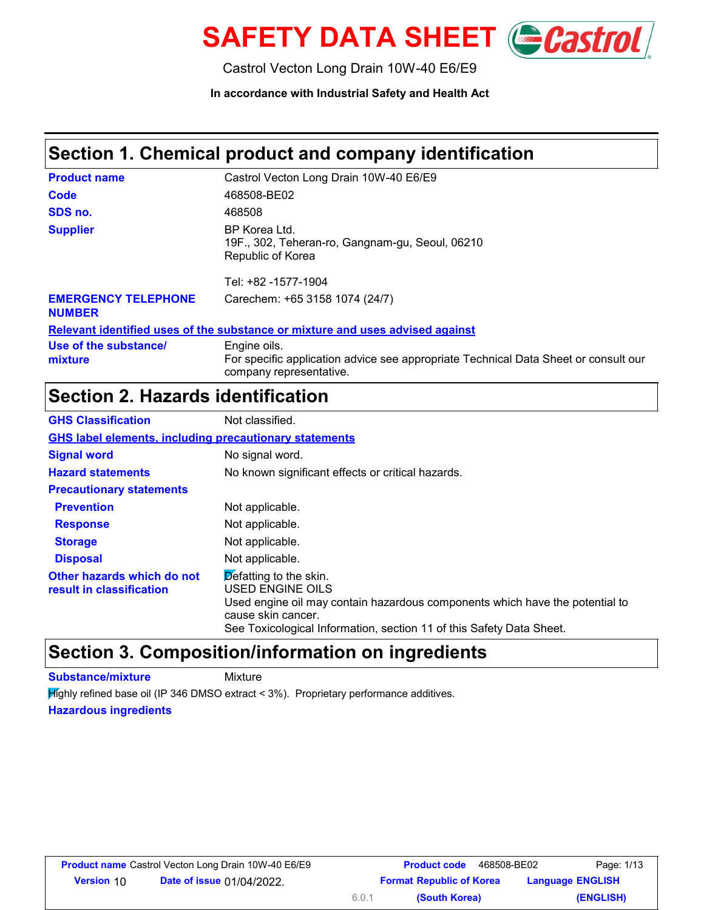# SAFETY DATA SHEET

Castrol Vecton Long Drain 10W-40 E6/E9

**In accordance with Industrial Safety and Health Act**

## Section 1. Chemical product and company identification

| | |
|---|---|
| **Product name** | Castrol Vecton Long Drain 10W-40 E6/E9 |
| **Code** | 468508-BE02 |
| **SDS no.** | 468508 |
| **Supplier** | BP Korea Ltd.<br>19F., 302, Teheran-ro, Gangnam-gu, Seoul, 06210<br>Republic of Korea<br><br>Tel: +82 -1577-1904 |
| **EMERGENCY TELEPHONE NUMBER** | Carechem: +65 3158 1074 (24/7) |

**Relevant identified uses of the substance or mixture and uses advised against**

| | |
|---|---|
| **Use of the substance/ mixture** | Engine oils.<br>For specific application advice see appropriate Technical Data Sheet or consult our company representative. |

## Section 2. Hazards identification

| | |
|---|---|
| **GHS Classification** | Not classified. |

**GHS label elements, including precautionary statements**

| | |
|---|---|
| **Signal word** | No signal word. |
| **Hazard statements** | No known significant effects or critical hazards. |
| **Precautionary statements** | |
| **Prevention** | Not applicable. |
| **Response** | Not applicable. |
| **Storage** | Not applicable. |
| **Disposal** | Not applicable. |
| **Other hazards which do not result in classification** | Defatting to the skin.<br>USED ENGINE OILS<br>Used engine oil may contain hazardous components which have the potential to cause skin cancer.<br>See Toxicological Information, section 11 of this Safety Data Sheet. |

## Section 3. Composition/information on ingredients

| | |
|---|---|
| **Substance/mixture** | Mixture |

Highly refined base oil (IP 346 DMSO extract < 3%). Proprietary performance additives.

**Hazardous ingredients**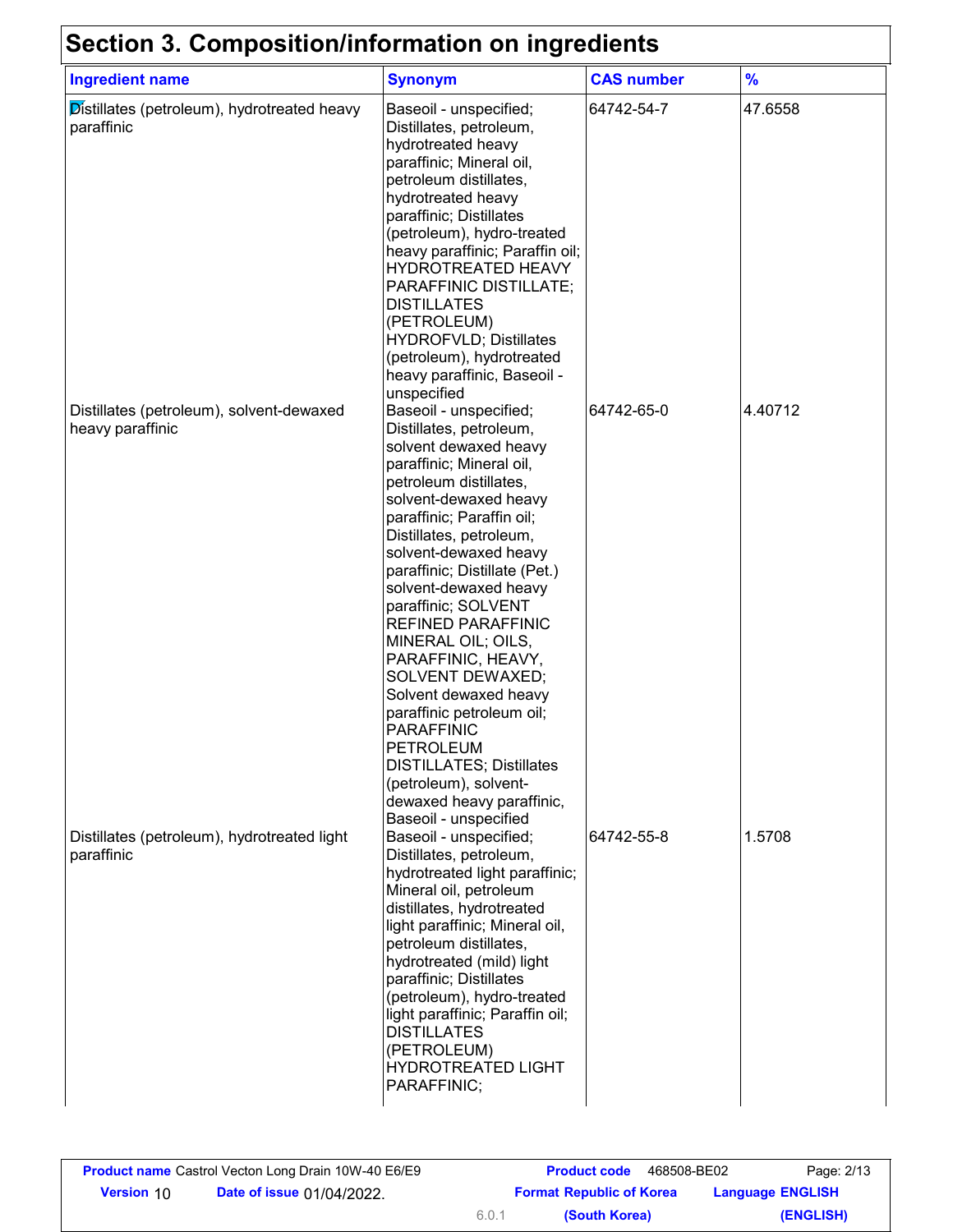## Section 3. Composition/information on ingredients

| Ingredient name | Synonym | CAS number | % |
|---|---|---|---|
| Distillates (petroleum), hydrotreated heavy paraffinic | Baseoil - unspecified; Distillates, petroleum, hydrotreated heavy paraffinic; Mineral oil, petroleum distillates, hydrotreated heavy paraffinic; Distillates (petroleum), hydro-treated heavy paraffinic; Paraffin oil; HYDROTREATED HEAVY PARAFFINIC DISTILLATE; DISTILLATES (PETROLEUM) HYDROFVLD; Distillates (petroleum), hydrotreated heavy paraffinic, Baseoil - unspecified | 64742-54-7 | 47.6558 |
| Distillates (petroleum), solvent-dewaxed heavy paraffinic | Baseoil - unspecified; Distillates, petroleum, solvent dewaxed heavy paraffinic; Mineral oil, petroleum distillates, solvent-dewaxed heavy paraffinic; Paraffin oil; Distillates, petroleum, solvent-dewaxed heavy paraffinic; Distillate (Pet.) solvent-dewaxed heavy paraffinic; SOLVENT REFINED PARAFFINIC MINERAL OIL; OILS, PARAFFINIC, HEAVY, SOLVENT DEWAXED; Solvent dewaxed heavy paraffinic petroleum oil; PARAFFINIC PETROLEUM DISTILLATES; Distillates (petroleum), solvent-dewaxed heavy paraffinic, Baseoil - unspecified | 64742-65-0 | 4.40712 |
| Distillates (petroleum), hydrotreated light paraffinic | Baseoil - unspecified; Distillates, petroleum, hydrotreated light paraffinic; Mineral oil, petroleum distillates, hydrotreated light paraffinic; Mineral oil, petroleum distillates, hydrotreated (mild) light paraffinic; Distillates (petroleum), hydro-treated light paraffinic; Paraffin oil; DISTILLATES (PETROLEUM) HYDROTREATED LIGHT PARAFFINIC; | 64742-55-8 | 1.5708 |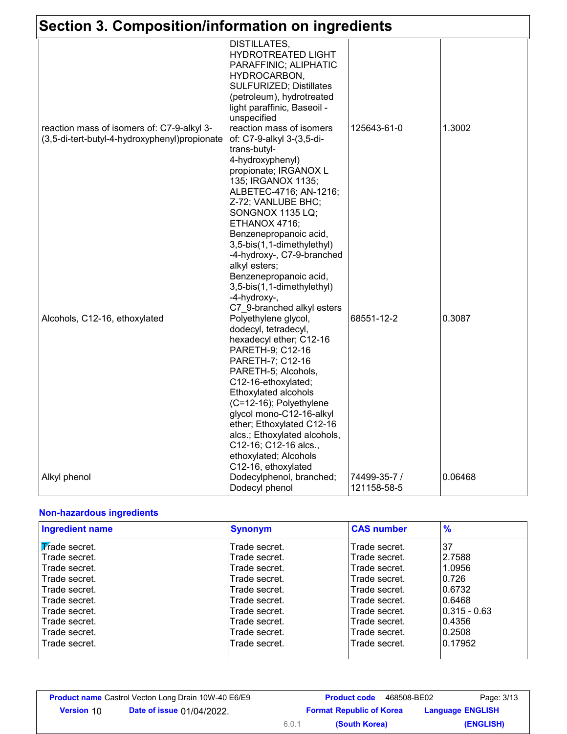## Section 3. Composition/information on ingredients

| | | | |
|---|---|---|---|
| | DISTILLATES, HYDROTREATED LIGHT PARAFFINIC; ALIPHATIC HYDROCARBON, SULFURIZED; Distillates (petroleum), hydrotreated light paraffinic, Baseoil - unspecified | | |
| reaction mass of isomers of: C7-9-alkyl 3-(3,5-di-tert-butyl-4-hydroxyphenyl)propionate | reaction mass of isomers of: C7-9-alkyl 3-(3,5-di-trans-butyl-4-hydroxyphenyl) propionate; IRGANOX L 135; IRGANOX 1135; ALBETEC-4716; AN-1216; Z-72; VANLUBE BHC; SONGNOX 1135 LQ; ETHANOX 4716; Benzenepropanoic acid, 3,5-bis(1,1-dimethylethyl) -4-hydroxy-, C7-9-branched alkyl esters; Benzenepropanoic acid, 3,5-bis(1,1-dimethylethyl) -4-hydroxy-, C7_9-branched alkyl esters | 125643-61-0 | 1.3002 |
| Alcohols, C12-16, ethoxylated | Polyethylene glycol, dodecyl, tetradecyl, hexadecyl ether; C12-16 PARETH-9; C12-16 PARETH-7; C12-16 PARETH-5; Alcohols, C12-16-ethoxylated; Ethoxylated alcohols (C=12-16); Polyethylene glycol mono-C12-16-alkyl ether; Ethoxylated C12-16 alcs.; Ethoxylated alcohols, C12-16; C12-16 alcs., ethoxylated; Alcohols C12-16, ethoxylated | 68551-12-2 | 0.3087 |
| Alkyl phenol | Dodecylphenol, branched; Dodecyl phenol | 74499-35-7 / 121158-58-5 | 0.06468 |

**Non-hazardous ingredients**

| Ingredient name | Synonym | CAS number | % |
|---|---|---|---|
| Trade secret. | Trade secret. | Trade secret. | 37 |
| Trade secret. | Trade secret. | Trade secret. | 2.7588 |
| Trade secret. | Trade secret. | Trade secret. | 1.0956 |
| Trade secret. | Trade secret. | Trade secret. | 0.726 |
| Trade secret. | Trade secret. | Trade secret. | 0.6732 |
| Trade secret. | Trade secret. | Trade secret. | 0.6468 |
| Trade secret. | Trade secret. | Trade secret. | 0.315 - 0.63 |
| Trade secret. | Trade secret. | Trade secret. | 0.4356 |
| Trade secret. | Trade secret. | Trade secret. | 0.2508 |
| Trade secret. | Trade secret. | Trade secret. | 0.17952 |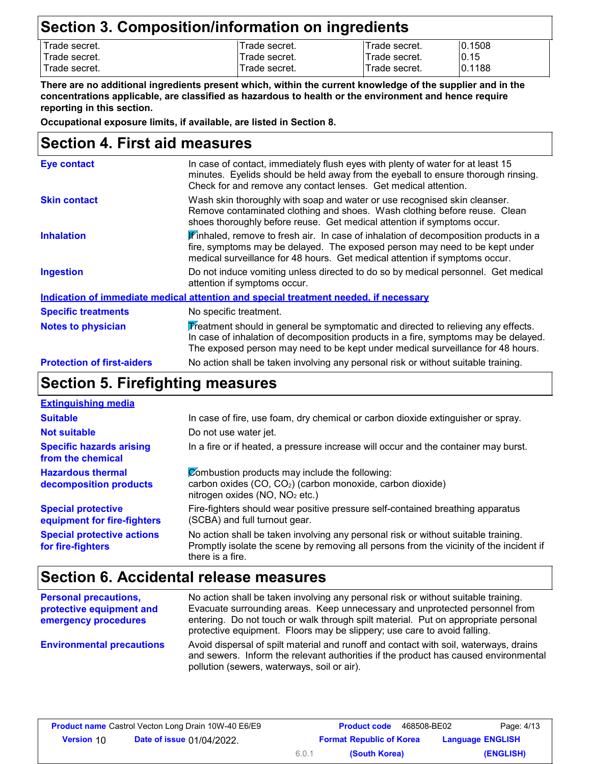## Section 3. Composition/information on ingredients

| | | | |
|---|---|---|---|
| Trade secret. | Trade secret. | Trade secret. | 0.1508 |
| Trade secret. | Trade secret. | Trade secret. | 0.15 |
| Trade secret. | Trade secret. | Trade secret. | 0.1188 |

**There are no additional ingredients present which, within the current knowledge of the supplier and in the concentrations applicable, are classified as hazardous to health or the environment and hence require reporting in this section.**

**Occupational exposure limits, if available, are listed in Section 8.**

## Section 4. First aid measures

**Eye contact**: In case of contact, immediately flush eyes with plenty of water for at least 15 minutes. Eyelids should be held away from the eyeball to ensure thorough rinsing. Check for and remove any contact lenses. Get medical attention.

**Skin contact**: Wash skin thoroughly with soap and water or use recognised skin cleanser. Remove contaminated clothing and shoes. Wash clothing before reuse. Clean shoes thoroughly before reuse. Get medical attention if symptoms occur.

**Inhalation**: If inhaled, remove to fresh air. In case of inhalation of decomposition products in a fire, symptoms may be delayed. The exposed person may need to be kept under medical surveillance for 48 hours. Get medical attention if symptoms occur.

**Ingestion**: Do not induce vomiting unless directed to do so by medical personnel. Get medical attention if symptoms occur.

**Indication of immediate medical attention and special treatment needed, if necessary**

**Specific treatments**: No specific treatment.

**Notes to physician**: Treatment should in general be symptomatic and directed to relieving any effects. In case of inhalation of decomposition products in a fire, symptoms may be delayed. The exposed person may need to be kept under medical surveillance for 48 hours.

**Protection of first-aiders**: No action shall be taken involving any personal risk or without suitable training.

## Section 5. Firefighting measures

**Extinguishing media**

**Suitable**: In case of fire, use foam, dry chemical or carbon dioxide extinguisher or spray.

**Not suitable**: Do not use water jet.

**Specific hazards arising from the chemical**: In a fire or if heated, a pressure increase will occur and the container may burst.

**Hazardous thermal decomposition products**: Combustion products may include the following:
carbon oxides ($CO$, $CO_2$) (carbon monoxide, carbon dioxide)
nitrogen oxides ($NO$, $NO_2$ etc.)

**Special protective equipment for fire-fighters**: Fire-fighters should wear positive pressure self-contained breathing apparatus (SCBA) and full turnout gear.

**Special protective actions for fire-fighters**: No action shall be taken involving any personal risk or without suitable training. Promptly isolate the scene by removing all persons from the vicinity of the incident if there is a fire.

## Section 6. Accidental release measures

**Personal precautions, protective equipment and emergency procedures**: No action shall be taken involving any personal risk or without suitable training. Evacuate surrounding areas. Keep unnecessary and unprotected personnel from entering. Do not touch or walk through spilt material. Put on appropriate personal protective equipment. Floors may be slippery; use care to avoid falling.

**Environmental precautions**: Avoid dispersal of spilt material and runoff and contact with soil, waterways, drains and sewers. Inform the relevant authorities if the product has caused environmental pollution (sewers, waterways, soil or air).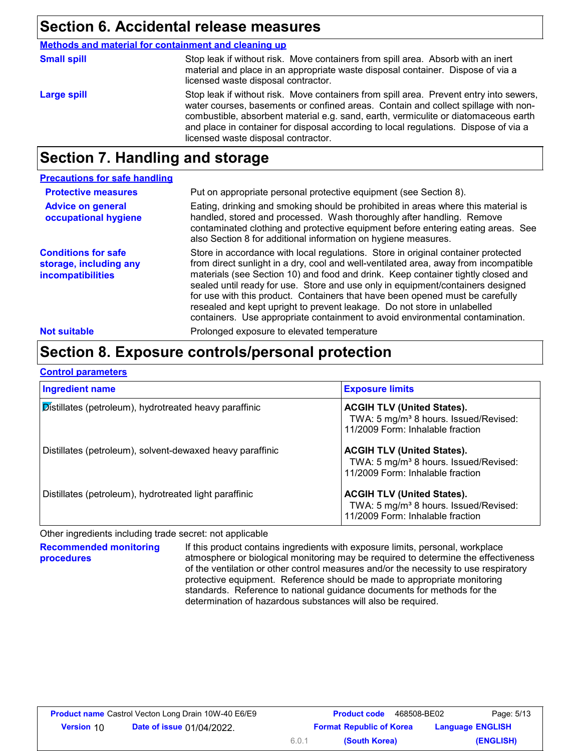# Section 6. Accidental release measures

**Methods and material for containment and cleaning up**

**Small spill**

Stop leak if without risk. Move containers from spill area. Absorb with an inert material and place in an appropriate waste disposal container. Dispose of via a licensed waste disposal contractor.

**Large spill**

Stop leak if without risk. Move containers from spill area. Prevent entry into sewers, water courses, basements or confined areas. Contain and collect spillage with non-combustible, absorbent material e.g. sand, earth, vermiculite or diatomaceous earth and place in container for disposal according to local regulations. Dispose of via a licensed waste disposal contractor.

# Section 7. Handling and storage

**Precautions for safe handling**

**Protective measures**

Put on appropriate personal protective equipment (see Section 8).

**Advice on general occupational hygiene**

Eating, drinking and smoking should be prohibited in areas where this material is handled, stored and processed. Wash thoroughly after handling. Remove contaminated clothing and protective equipment before entering eating areas. See also Section 8 for additional information on hygiene measures.

**Conditions for safe storage, including any incompatibilities**

Store in accordance with local regulations. Store in original container protected from direct sunlight in a dry, cool and well-ventilated area, away from incompatible materials (see Section 10) and food and drink. Keep container tightly closed and sealed until ready for use. Store and use only in equipment/containers designed for use with this product. Containers that have been opened must be carefully resealed and kept upright to prevent leakage. Do not store in unlabelled containers. Use appropriate containment to avoid environmental contamination.

**Not suitable**

Prolonged exposure to elevated temperature

# Section 8. Exposure controls/personal protection

**Control parameters**

| Ingredient name | Exposure limits |
|---|---|
| Distillates (petroleum), hydrotreated heavy paraffinic | **ACGIH TLV (United States).** TWA: 5 mg/m³ 8 hours. Issued/Revised: 11/2009 Form: Inhalable fraction |
| Distillates (petroleum), solvent-dewaxed heavy paraffinic | **ACGIH TLV (United States).** TWA: 5 mg/m³ 8 hours. Issued/Revised: 11/2009 Form: Inhalable fraction |
| Distillates (petroleum), hydrotreated light paraffinic | **ACGIH TLV (United States).** TWA: 5 mg/m³ 8 hours. Issued/Revised: 11/2009 Form: Inhalable fraction |

Other ingredients including trade secret: not applicable

**Recommended monitoring procedures**

If this product contains ingredients with exposure limits, personal, workplace atmosphere or biological monitoring may be required to determine the effectiveness of the ventilation or other control measures and/or the necessity to use respiratory protective equipment. Reference should be made to appropriate monitoring standards. Reference to national guidance documents for methods for the determination of hazardous substances will also be required.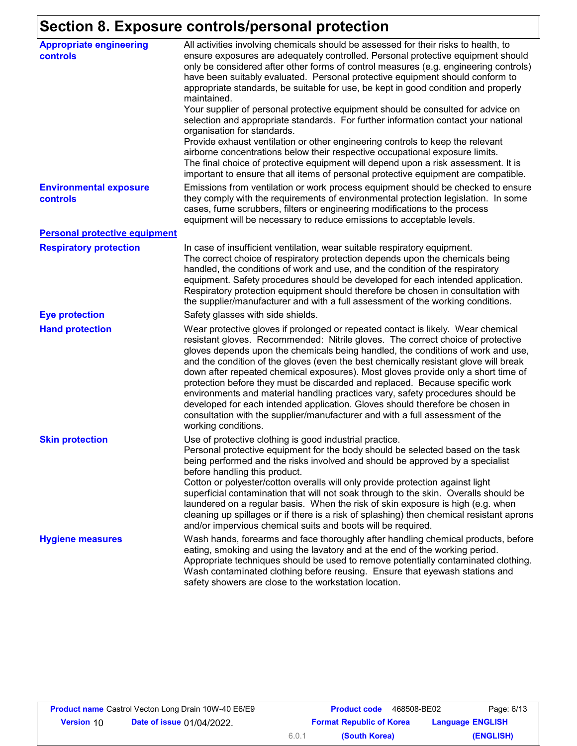## Section 8. Exposure controls/personal protection

**Appropriate engineering controls**

All activities involving chemicals should be assessed for their risks to health, to ensure exposures are adequately controlled. Personal protective equipment should only be considered after other forms of control measures (e.g. engineering controls) have been suitably evaluated. Personal protective equipment should conform to appropriate standards, be suitable for use, be kept in good condition and properly maintained.
Your supplier of personal protective equipment should be consulted for advice on selection and appropriate standards. For further information contact your national organisation for standards.
Provide exhaust ventilation or other engineering controls to keep the relevant airborne concentrations below their respective occupational exposure limits.
The final choice of protective equipment will depend upon a risk assessment. It is important to ensure that all items of personal protective equipment are compatible.

**Environmental exposure controls**

Emissions from ventilation or work process equipment should be checked to ensure they comply with the requirements of environmental protection legislation. In some cases, fume scrubbers, filters or engineering modifications to the process equipment will be necessary to reduce emissions to acceptable levels.

**Personal protective equipment**

**Respiratory protection**

In case of insufficient ventilation, wear suitable respiratory equipment.
The correct choice of respiratory protection depends upon the chemicals being handled, the conditions of work and use, and the condition of the respiratory equipment. Safety procedures should be developed for each intended application. Respiratory protection equipment should therefore be chosen in consultation with the supplier/manufacturer and with a full assessment of the working conditions.

**Eye protection**

Safety glasses with side shields.

**Hand protection**

Wear protective gloves if prolonged or repeated contact is likely. Wear chemical resistant gloves. Recommended: Nitrile gloves. The correct choice of protective gloves depends upon the chemicals being handled, the conditions of work and use, and the condition of the gloves (even the best chemically resistant glove will break down after repeated chemical exposures). Most gloves provide only a short time of protection before they must be discarded and replaced. Because specific work environments and material handling practices vary, safety procedures should be developed for each intended application. Gloves should therefore be chosen in consultation with the supplier/manufacturer and with a full assessment of the working conditions.

**Skin protection**

Use of protective clothing is good industrial practice.
Personal protective equipment for the body should be selected based on the task being performed and the risks involved and should be approved by a specialist before handling this product.
Cotton or polyester/cotton overalls will only provide protection against light superficial contamination that will not soak through to the skin. Overalls should be laundered on a regular basis. When the risk of skin exposure is high (e.g. when cleaning up spillages or if there is a risk of splashing) then chemical resistant aprons and/or impervious chemical suits and boots will be required.

**Hygiene measures**

Wash hands, forearms and face thoroughly after handling chemical products, before eating, smoking and using the lavatory and at the end of the working period. Appropriate techniques should be used to remove potentially contaminated clothing. Wash contaminated clothing before reusing. Ensure that eyewash stations and safety showers are close to the workstation location.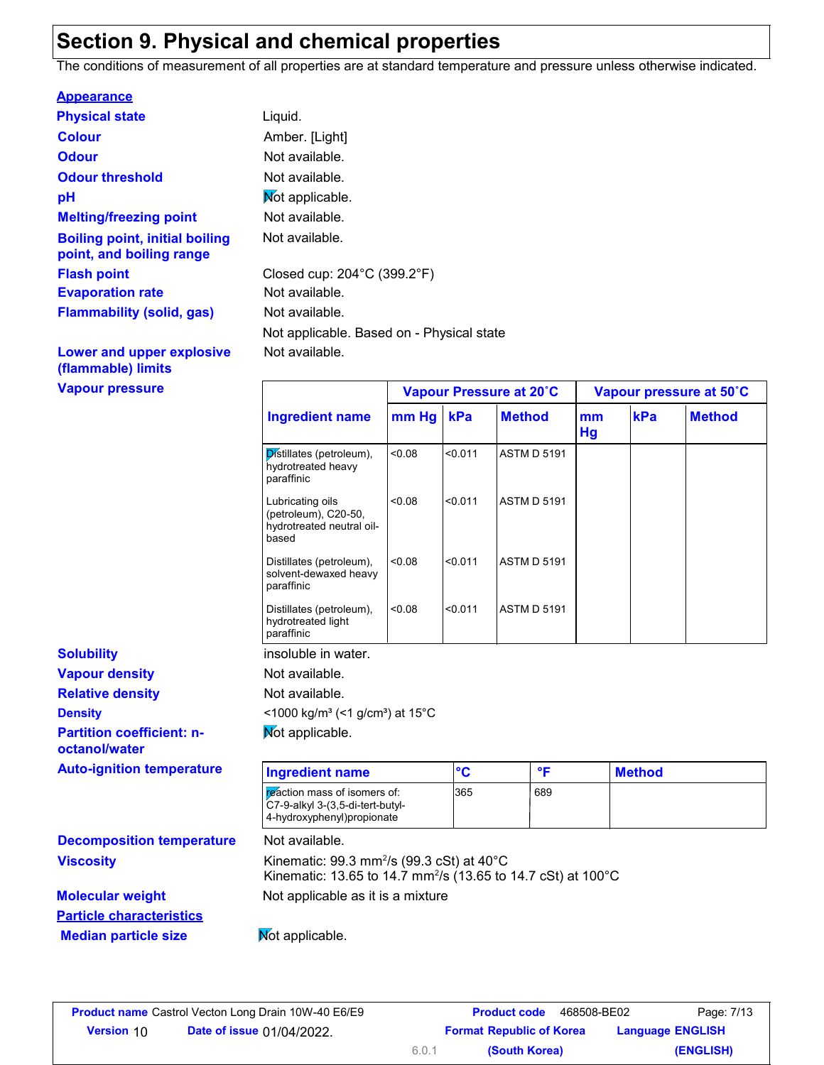# Section 9. Physical and chemical properties

The conditions of measurement of all properties are at standard temperature and pressure unless otherwise indicated.

**Appearance**

**Physical state** Liquid.

**Colour** Amber. [Light]

**Odour** Not available.

**Odour threshold** Not available.

**pH** Not applicable.

**Melting/freezing point** Not available.

**Boiling point, initial boiling point, and boiling range** Not available.

**Flash point** Closed cup: 204°C (399.2°F)

**Evaporation rate** Not available.

**Flammability (solid, gas)** Not available.

Not applicable. Based on - Physical state

**Lower and upper explosive (flammable) limits** Not available.

**Vapour pressure**

| Ingredient name | Vapour Pressure at 20˚C | | | Vapour pressure at 50˚C | | |
|---|---|---|---|---|---|---|
| | mm Hg | kPa | Method | mm Hg | kPa | Method |
| Distillates (petroleum), hydrotreated heavy paraffinic | <0.08 | <0.011 | ASTM D 5191 | | | |
| Lubricating oils (petroleum), C20-50, hydrotreated neutral oil-based | <0.08 | <0.011 | ASTM D 5191 | | | |
| Distillates (petroleum), solvent-dewaxed heavy paraffinic | <0.08 | <0.011 | ASTM D 5191 | | | |
| Distillates (petroleum), hydrotreated light paraffinic | <0.08 | <0.011 | ASTM D 5191 | | | |

**Solubility** insoluble in water.

**Vapour density** Not available.

**Relative density** Not available.

**Density** <1000 kg/m³ (<1 g/cm³) at 15°C

**Partition coefficient: n-octanol/water** Not applicable.

**Auto-ignition temperature**

| Ingredient name | °C | °F | Method |
|---|---|---|---|
| reaction mass of isomers of: C7-9-alkyl 3-(3,5-di-tert-butyl-4-hydroxyphenyl)propionate | 365 | 689 | |

**Decomposition temperature** Not available.

**Viscosity** Kinematic: 99.3 $mm^2/s$ (99.3 cSt) at 40°C
Kinematic: 13.65 to 14.7 $mm^2/s$ (13.65 to 14.7 cSt) at 100°C

**Molecular weight** Not applicable as it is a mixture

**Particle characteristics**

**Median particle size** Not applicable.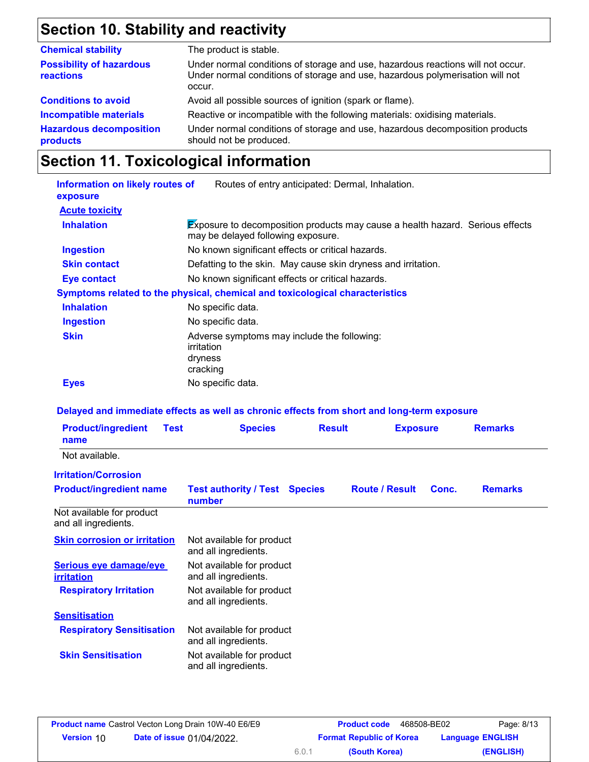## Section 10. Stability and reactivity

| | |
|---|---|
| **Chemical stability** | The product is stable. |
| **Possibility of hazardous reactions** | Under normal conditions of storage and use, hazardous reactions will not occur. Under normal conditions of storage and use, hazardous polymerisation will not occur. |
| **Conditions to avoid** | Avoid all possible sources of ignition (spark or flame). |
| **Incompatible materials** | Reactive or incompatible with the following materials: oxidising materials. |
| **Hazardous decomposition products** | Under normal conditions of storage and use, hazardous decomposition products should not be produced. |

## Section 11. Toxicological information

**Information on likely routes of exposure**: Routes of entry anticipated: Dermal, Inhalation.

**Acute toxicity**

| | |
|---|---|
| **Inhalation** | Exposure to decomposition products may cause a health hazard. Serious effects may be delayed following exposure. |
| **Ingestion** | No known significant effects or critical hazards. |
| **Skin contact** | Defatting to the skin. May cause skin dryness and irritation. |
| **Eye contact** | No known significant effects or critical hazards. |

**Symptoms related to the physical, chemical and toxicological characteristics**

| | |
|---|---|
| **Inhalation** | No specific data. |
| **Ingestion** | No specific data. |
| **Skin** | Adverse symptoms may include the following:<br>irritation<br>dryness<br>cracking |
| **Eyes** | No specific data. |

**Delayed and immediate effects as well as chronic effects from short and long-term exposure**

| Product/ingredient name | Test | Species | Result | Exposure | Remarks |
|---|---|---|---|---|---|
| Not available. | | | | | |

**Irritation/Corrosion**

| Product/ingredient name | Test authority / Test number | Species | Route / Result | Conc. | Remarks |
|---|---|---|---|---|---|
| Not available for product and all ingredients. | | | | | |

| | |
|---|---|
| **Skin corrosion or irritation** | Not available for product and all ingredients. |
| **Serious eye damage/eye irritation** | Not available for product and all ingredients. |
| **Respiratory Irritation** | Not available for product and all ingredients. |

**Sensitisation**

| | |
|---|---|
| **Respiratory Sensitisation** | Not available for product and all ingredients. |
| **Skin Sensitisation** | Not available for product and all ingredients. |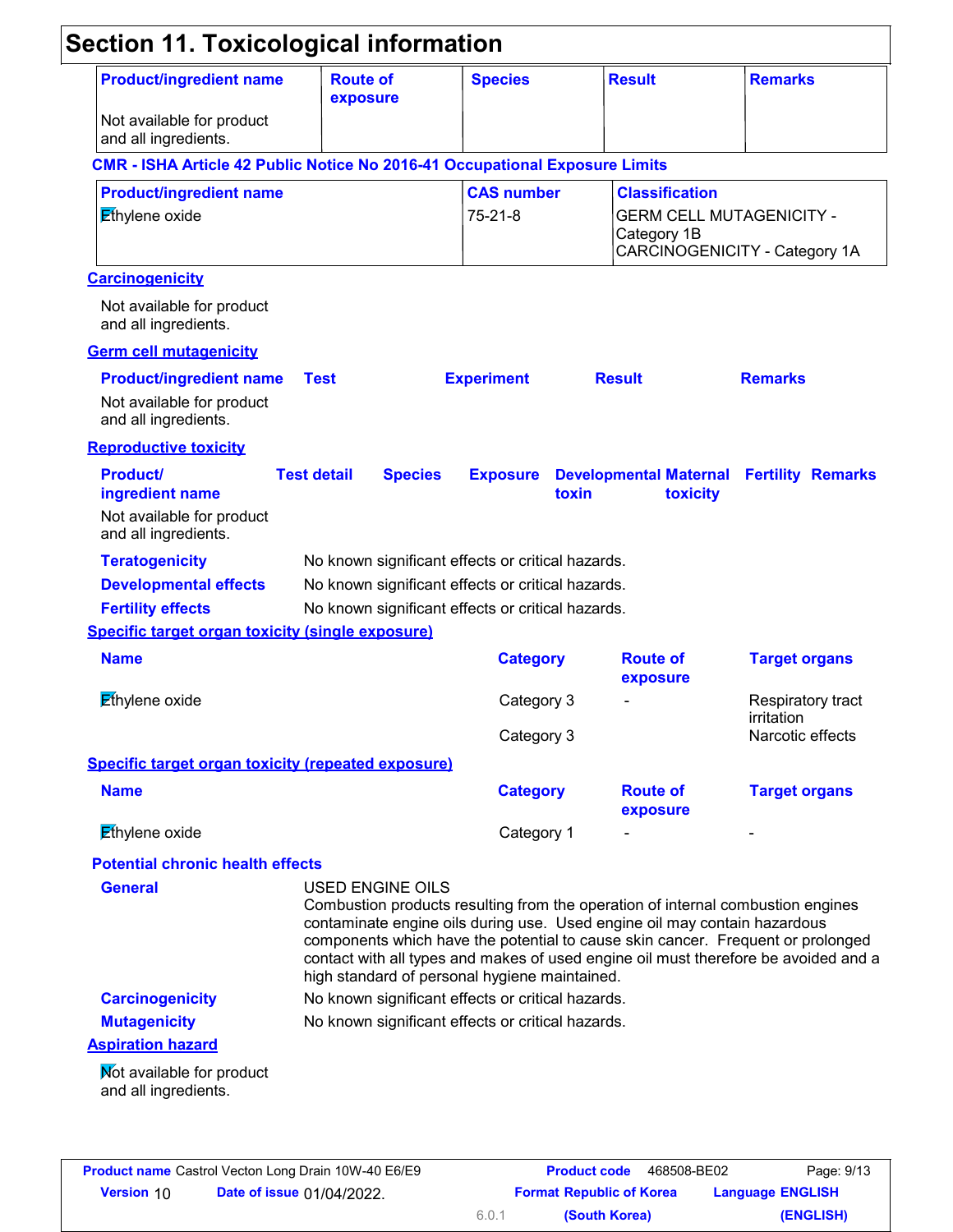## Section 11. Toxicological information

| Product/ingredient name | Route of exposure | Species | Result | Remarks |
|---|---|---|---|---|
| Not available for product and all ingredients. | | | | |

**CMR - ISHA Article 42 Public Notice No 2016-41 Occupational Exposure Limits**

| Product/ingredient name | CAS number | Classification |
|---|---|---|
| Ethylene oxide | 75-21-8 | GERM CELL MUTAGENICITY - Category 1B<br>CARCINOGENICITY - Category 1A |

### Carcinogenicity

Not available for product and all ingredients.

### Germ cell mutagenicity

| Product/ingredient name | Test | Experiment | Result | Remarks |
|---|---|---|---|---|
| Not available for product and all ingredients. | | | | |

### Reproductive toxicity

| Product/ ingredient name | Test detail | Species | Exposure | Developmental toxin | Maternal toxicity | Fertility | Remarks |
|---|---|---|---|---|---|---|---|
| Not available for product and all ingredients. | | | | | | | |

**Teratogenicity** No known significant effects or critical hazards.

**Developmental effects** No known significant effects or critical hazards.

**Fertility effects** No known significant effects or critical hazards.

### Specific target organ toxicity (single exposure)

| Name | Category | Route of exposure | Target organs |
|---|---|---|---|
| Ethylene oxide | Category 3 | - | Respiratory tract irritation |
| | Category 3 | | Narcotic effects |

### Specific target organ toxicity (repeated exposure)

| Name | Category | Route of exposure | Target organs |
|---|---|---|---|
| Ethylene oxide | Category 1 | - | - |

### Potential chronic health effects

**General** USED ENGINE OILS
Combustion products resulting from the operation of internal combustion engines contaminate engine oils during use. Used engine oil may contain hazardous components which have the potential to cause skin cancer. Frequent or prolonged contact with all types and makes of used engine oil must therefore be avoided and a high standard of personal hygiene maintained.

**Carcinogenicity** No known significant effects or critical hazards.

**Mutagenicity** No known significant effects or critical hazards.

### Aspiration hazard

Not available for product and all ingredients.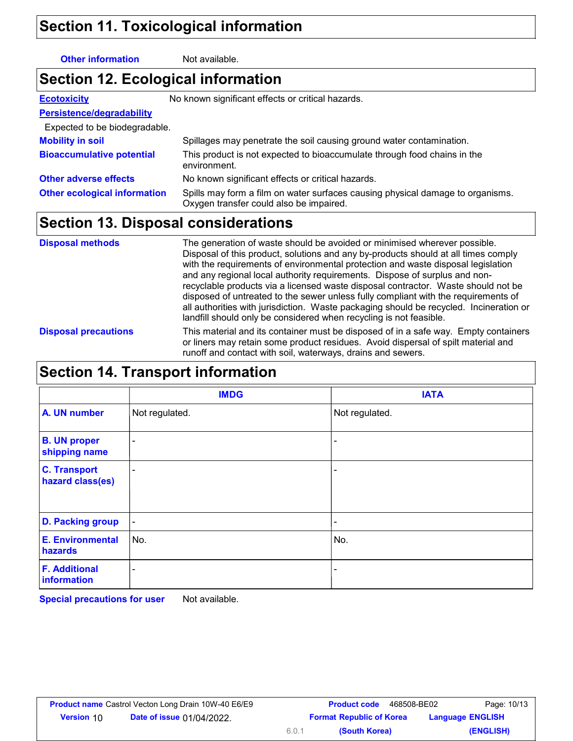## Section 11. Toxicological information

**Other information** Not available.

## Section 12. Ecological information

**Ecotoxicity** No known significant effects or critical hazards.

**Persistence/degradability**

Expected to be biodegradable.

**Mobility in soil** Spillages may penetrate the soil causing ground water contamination.

**Bioaccumulative potential** This product is not expected to bioaccumulate through food chains in the environment.

**Other adverse effects** No known significant effects or critical hazards.

**Other ecological information** Spills may form a film on water surfaces causing physical damage to organisms. Oxygen transfer could also be impaired.

## Section 13. Disposal considerations

**Disposal methods** The generation of waste should be avoided or minimised wherever possible. Disposal of this product, solutions and any by-products should at all times comply with the requirements of environmental protection and waste disposal legislation and any regional local authority requirements. Dispose of surplus and non-recyclable products via a licensed waste disposal contractor. Waste should not be disposed of untreated to the sewer unless fully compliant with the requirements of all authorities with jurisdiction. Waste packaging should be recycled. Incineration or landfill should only be considered when recycling is not feasible.

**Disposal precautions** This material and its container must be disposed of in a safe way. Empty containers or liners may retain some product residues. Avoid dispersal of spilt material and runoff and contact with soil, waterways, drains and sewers.

## Section 14. Transport information

| | IMDG | IATA |
|---|---|---|
| A. UN number | Not regulated. | Not regulated. |
| B. UN proper shipping name | - | - |
| C. Transport hazard class(es) | - | - |
| D. Packing group | - | - |
| E. Environmental hazards | No. | No. |
| F. Additional information | - | - |

**Special precautions for user** Not available.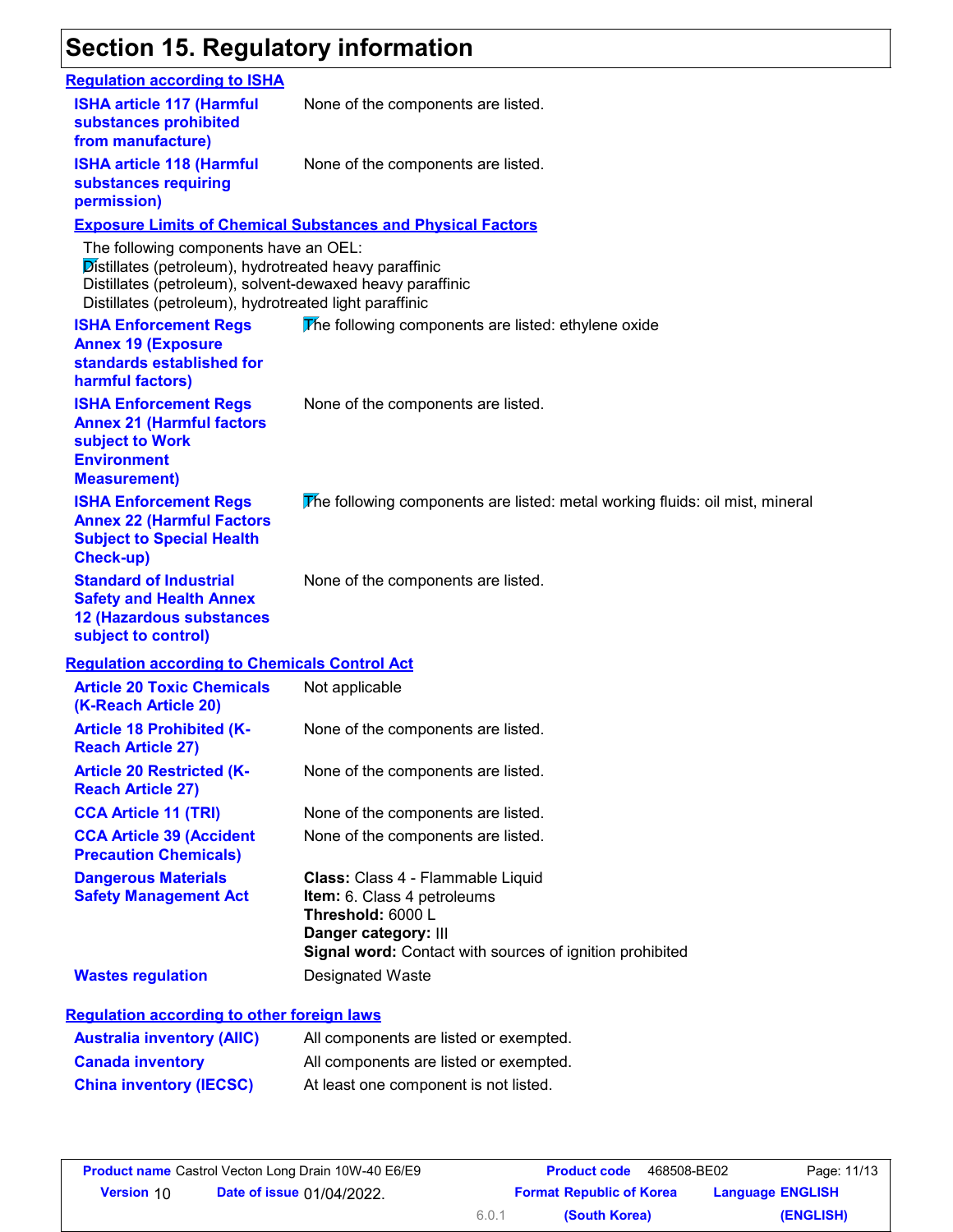## Section 15. Regulatory information

**Regulation according to ISHA**

| | |
|---|---|
| **ISHA article 117 (Harmful substances prohibited from manufacture)** | None of the components are listed. |
| **ISHA article 118 (Harmful substances requiring permission)** | None of the components are listed. |

**Exposure Limits of Chemical Substances and Physical Factors**

The following components have an OEL:
Distillates (petroleum), hydrotreated heavy paraffinic
Distillates (petroleum), solvent-dewaxed heavy paraffinic
Distillates (petroleum), hydrotreated light paraffinic

| | |
|---|---|
| **ISHA Enforcement Regs Annex 19 (Exposure standards established for harmful factors)** | The following components are listed: ethylene oxide |
| **ISHA Enforcement Regs Annex 21 (Harmful factors subject to Work Environment Measurement)** | None of the components are listed. |
| **ISHA Enforcement Regs Annex 22 (Harmful Factors Subject to Special Health Check-up)** | The following components are listed: metal working fluids: oil mist, mineral |
| **Standard of Industrial Safety and Health Annex 12 (Hazardous substances subject to control)** | None of the components are listed. |

**Regulation according to Chemicals Control Act**

| | |
|---|---|
| **Article 20 Toxic Chemicals (K-Reach Article 20)** | Not applicable |
| **Article 18 Prohibited (K-Reach Article 27)** | None of the components are listed. |
| **Article 20 Restricted (K-Reach Article 27)** | None of the components are listed. |
| **CCA Article 11 (TRI)** | None of the components are listed. |
| **CCA Article 39 (Accident Precaution Chemicals)** | None of the components are listed. |
| **Dangerous Materials Safety Management Act** | **Class:** Class 4 - Flammable Liquid<br>**Item:** 6. Class 4 petroleums<br>**Threshold:** 6000 L<br>**Danger category:** III<br>**Signal word:** Contact with sources of ignition prohibited |
| **Wastes regulation** | Designated Waste |

**Regulation according to other foreign laws**

| | |
|---|---|
| **Australia inventory (AIIC)** | All components are listed or exempted. |
| **Canada inventory** | All components are listed or exempted. |
| **China inventory (IECSC)** | At least one component is not listed. |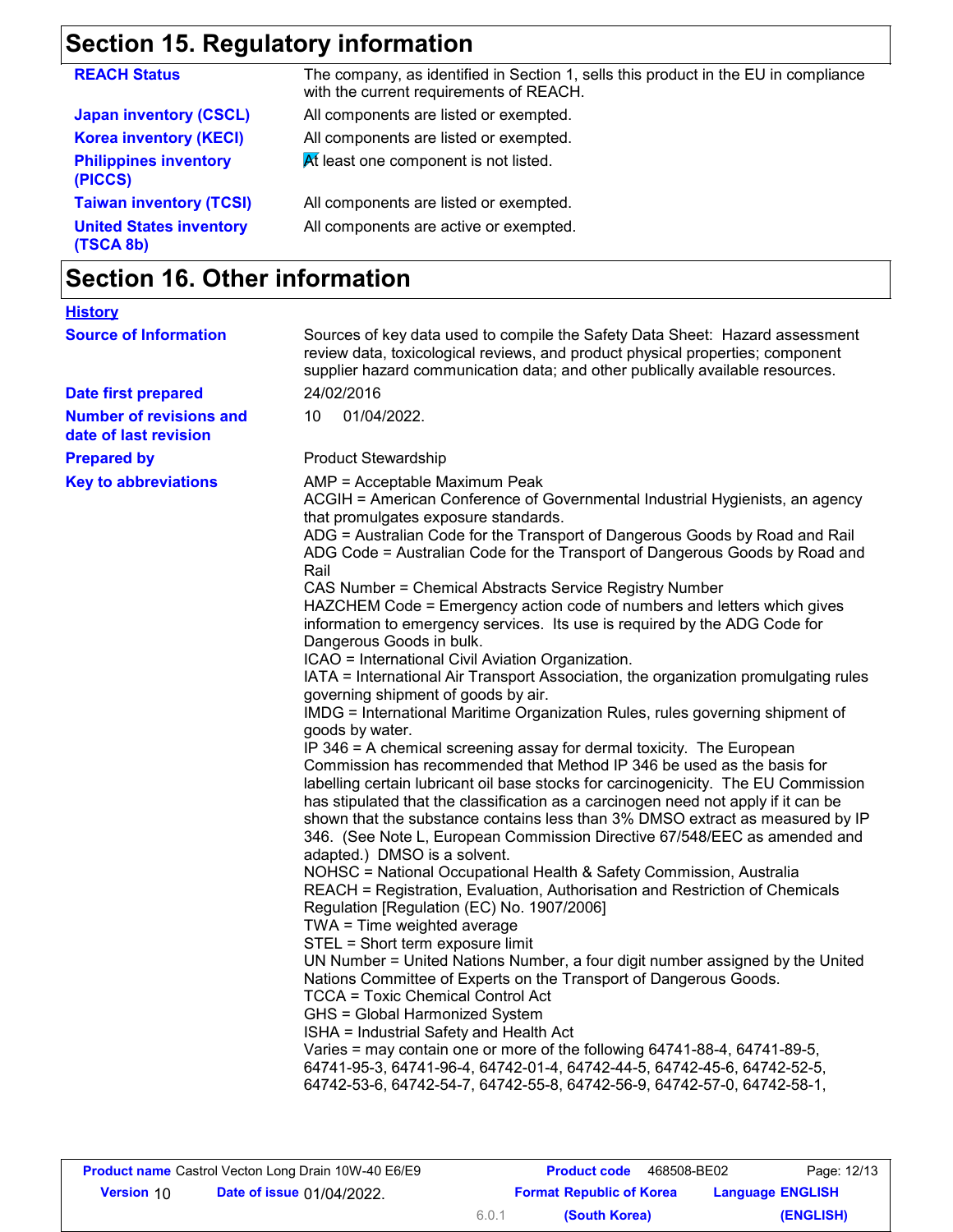## Section 15. Regulatory information

| | |
|---|---|
| **REACH Status** | The company, as identified in Section 1, sells this product in the EU in compliance with the current requirements of REACH. |
| **Japan inventory (CSCL)** | All components are listed or exempted. |
| **Korea inventory (KECI)** | All components are listed or exempted. |
| **Philippines inventory (PICCS)** | At least one component is not listed. |
| **Taiwan inventory (TCSI)** | All components are listed or exempted. |
| **United States inventory (TSCA 8b)** | All components are active or exempted. |

## Section 16. Other information

**History**

| | |
|---|---|
| **Source of Information** | Sources of key data used to compile the Safety Data Sheet: Hazard assessment review data, toxicological reviews, and product physical properties; component supplier hazard communication data; and other publically available resources. |
| **Date first prepared** | 24/02/2016 |
| **Number of revisions and date of last revision** | 10 01/04/2022. |
| **Prepared by** | Product Stewardship |

**Key to abbreviations**

AMP = Acceptable Maximum Peak
ACGIH = American Conference of Governmental Industrial Hygienists, an agency that promulgates exposure standards.
ADG = Australian Code for the Transport of Dangerous Goods by Road and Rail
ADG Code = Australian Code for the Transport of Dangerous Goods by Road and Rail
CAS Number = Chemical Abstracts Service Registry Number
HAZCHEM Code = Emergency action code of numbers and letters which gives information to emergency services. Its use is required by the ADG Code for Dangerous Goods in bulk.
ICAO = International Civil Aviation Organization.
IATA = International Air Transport Association, the organization promulgating rules governing shipment of goods by air.
IMDG = International Maritime Organization Rules, rules governing shipment of goods by water.
IP 346 = A chemical screening assay for dermal toxicity. The European Commission has recommended that Method IP 346 be used as the basis for labelling certain lubricant oil base stocks for carcinogenicity. The EU Commission has stipulated that the classification as a carcinogen need not apply if it can be shown that the substance contains less than 3% DMSO extract as measured by IP 346. (See Note L, European Commission Directive 67/548/EEC as amended and adapted.) DMSO is a solvent.
NOHSC = National Occupational Health & Safety Commission, Australia
REACH = Registration, Evaluation, Authorisation and Restriction of Chemicals Regulation [Regulation (EC) No. 1907/2006]
TWA = Time weighted average
STEL = Short term exposure limit
UN Number = United Nations Number, a four digit number assigned by the United Nations Committee of Experts on the Transport of Dangerous Goods.
TCCA = Toxic Chemical Control Act
GHS = Global Harmonized System
ISHA = Industrial Safety and Health Act
Varies = may contain one or more of the following 64741-88-4, 64741-89-5, 64741-95-3, 64741-96-4, 64742-01-4, 64742-44-5, 64742-45-6, 64742-52-5, 64742-53-6, 64742-54-7, 64742-55-8, 64742-56-9, 64742-57-0, 64742-58-1,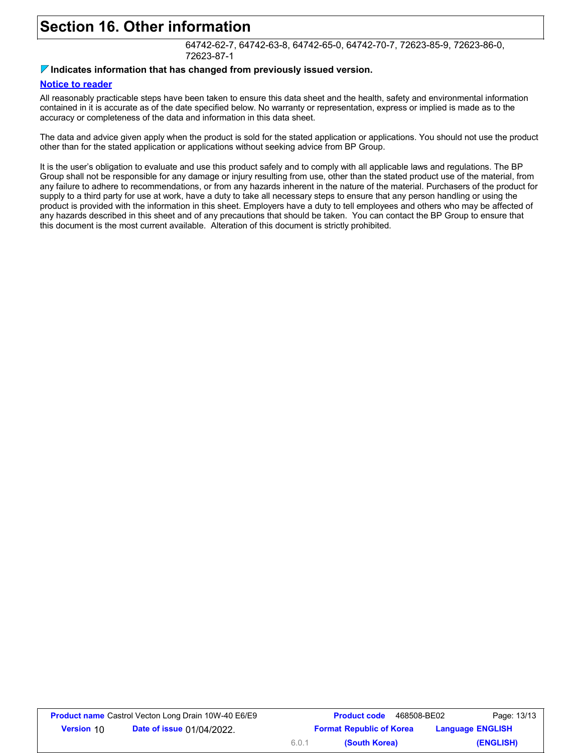# Section 16. Other information

64742-62-7, 64742-63-8, 64742-65-0, 64742-70-7, 72623-85-9, 72623-86-0, 72623-87-1

**Indicates information that has changed from previously issued version.**

**Notice to reader**

All reasonably practicable steps have been taken to ensure this data sheet and the health, safety and environmental information contained in it is accurate as of the date specified below. No warranty or representation, express or implied is made as to the accuracy or completeness of the data and information in this data sheet.

The data and advice given apply when the product is sold for the stated application or applications. You should not use the product other than for the stated application or applications without seeking advice from BP Group.

It is the user's obligation to evaluate and use this product safely and to comply with all applicable laws and regulations. The BP Group shall not be responsible for any damage or injury resulting from use, other than the stated product use of the material, from any failure to adhere to recommendations, or from any hazards inherent in the nature of the material. Purchasers of the product for supply to a third party for use at work, have a duty to take all necessary steps to ensure that any person handling or using the product is provided with the information in this sheet. Employers have a duty to tell employees and others who may be affected of any hazards described in this sheet and of any precautions that should be taken. You can contact the BP Group to ensure that this document is the most current available. Alteration of this document is strictly prohibited.